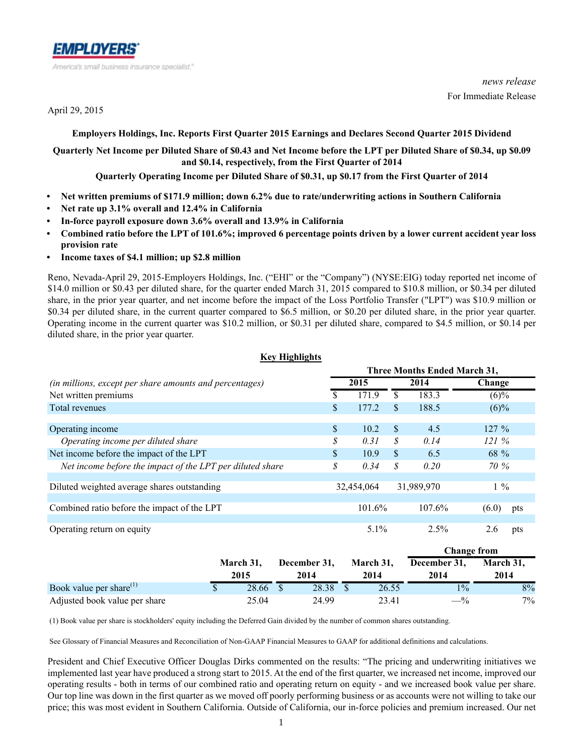EMPLOYERS
America's small business insurance specialist.®

*news release*

For Immediate Release

April 29, 2015

**Employers Holdings, Inc. Reports First Quarter 2015 Earnings and Declares Second Quarter 2015 Dividend**

**Quarterly Net Income per Diluted Share of $0.43 and Net Income before the LPT per Diluted Share of $0.34, up $0.09 and $0.14, respectively, from the First Quarter of 2014**

**Quarterly Operating Income per Diluted Share of $0.31, up $0.17 from the First Quarter of 2014**

- **Net written premiums of $171.9 million; down 6.2% due to rate/underwriting actions in Southern California**
- **Net rate up 3.1% overall and 12.4% in California**
- **In-force payroll exposure down 3.6% overall and 13.9% in California**
- **Combined ratio before the LPT of 101.6%; improved 6 percentage points driven by a lower current accident year loss provision rate**
- **Income taxes of $4.1 million; up $2.8 million**

Reno, Nevada-April 29, 2015-Employers Holdings, Inc. ("EHI" or the "Company") (NYSE:EIG) today reported net income of $14.0 million or $0.43 per diluted share, for the quarter ended March 31, 2015 compared to $10.8 million, or $0.34 per diluted share, in the prior year quarter, and net income before the impact of the Loss Portfolio Transfer ("LPT") was $10.9 million or $0.34 per diluted share, in the current quarter compared to $6.5 million, or $0.20 per diluted share, in the prior year quarter. Operating income in the current quarter was $10.2 million, or $0.31 per diluted share, compared to $4.5 million, or $0.14 per diluted share, in the prior year quarter.

**Key Highlights**

| | Three Months Ended March 31, | | |
|---|---|---|---|
| *(in millions, except per share amounts and percentages)* | **2015** | **2014** | **Change** |
| Net written premiums | $ 171.9 | $ 183.3 | (6)% |
| Total revenues | $ 177.2 | $ 188.5 | (6)% |
| | | | |
| Operating income | $ 10.2 | $ 4.5 | 127 % |
| *Operating income per diluted share* | *$ 0.31* | *$ 0.14* | *121 %* |
| Net income before the impact of the LPT | $ 10.9 | $ 6.5 | 68 % |
| *Net income before the impact of the LPT per diluted share* | *$ 0.34* | *$ 0.20* | *70 %* |
| | | | |
| Diluted weighted average shares outstanding | 32,454,064 | 31,989,970 | 1 % |
| | | | |
| Combined ratio before the impact of the LPT | 101.6% | 107.6% | (6.0) pts |
| | | | |
| Operating return on equity | 5.1% | 2.5% | 2.6 pts |

| | | | | Change from | |
|---|---|---|---|---|---|
| | **March 31, 2015** | **December 31, 2014** | **March 31, 2014** | **December 31, 2014** | **March 31, 2014** |
| Book value per share[(1)] | $ 28.66 | $ 28.38 | $ 26.55 | 1% | 8% |
| Adjusted book value per share | 25.04 | 24.99 | 23.41 | —% | 7% |

(1) Book value per share is stockholders' equity including the Deferred Gain divided by the number of common shares outstanding.

See Glossary of Financial Measures and Reconciliation of Non-GAAP Financial Measures to GAAP for additional definitions and calculations.

President and Chief Executive Officer Douglas Dirks commented on the results: "The pricing and underwriting initiatives we implemented last year have produced a strong start to 2015. At the end of the first quarter, we increased net income, improved our operating results - both in terms of our combined ratio and operating return on equity - and we increased book value per share. Our top line was down in the first quarter as we moved off poorly performing business or as accounts were not willing to take our price; this was most evident in Southern California. Outside of California, our in-force policies and premium increased. Our net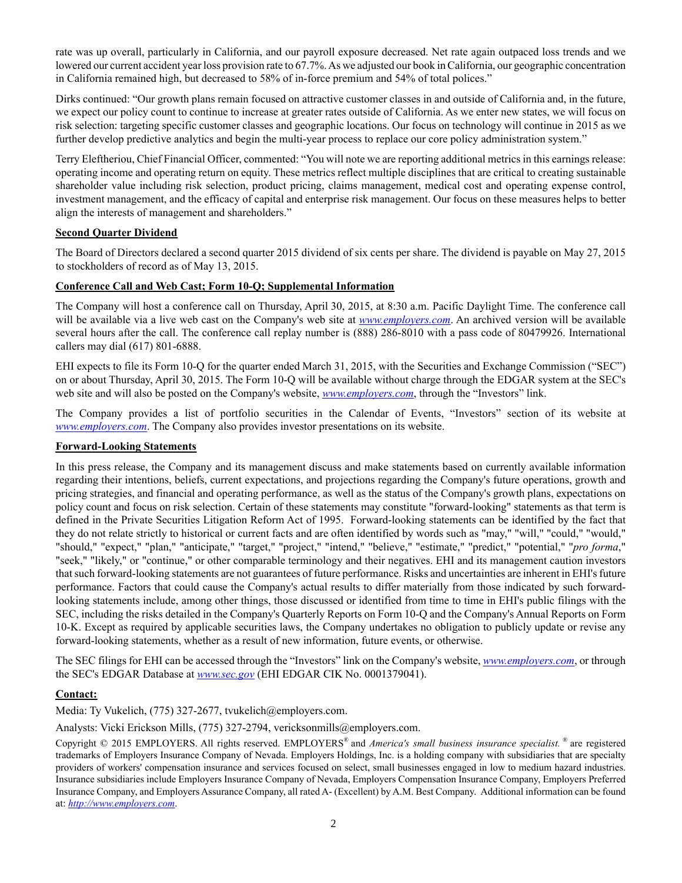rate was up overall, particularly in California, and our payroll exposure decreased. Net rate again outpaced loss trends and we lowered our current accident year loss provision rate to 67.7%. As we adjusted our book in California, our geographic concentration in California remained high, but decreased to 58% of in-force premium and 54% of total polices."

Dirks continued: "Our growth plans remain focused on attractive customer classes in and outside of California and, in the future, we expect our policy count to continue to increase at greater rates outside of California. As we enter new states, we will focus on risk selection: targeting specific customer classes and geographic locations. Our focus on technology will continue in 2015 as we further develop predictive analytics and begin the multi-year process to replace our core policy administration system."

Terry Eleftheriou, Chief Financial Officer, commented: "You will note we are reporting additional metrics in this earnings release: operating income and operating return on equity. These metrics reflect multiple disciplines that are critical to creating sustainable shareholder value including risk selection, product pricing, claims management, medical cost and operating expense control, investment management, and the efficacy of capital and enterprise risk management. Our focus on these measures helps to better align the interests of management and shareholders."

**Second Quarter Dividend**

The Board of Directors declared a second quarter 2015 dividend of six cents per share. The dividend is payable on May 27, 2015 to stockholders of record as of May 13, 2015.

**Conference Call and Web Cast; Form 10-Q; Supplemental Information**

The Company will host a conference call on Thursday, April 30, 2015, at 8:30 a.m. Pacific Daylight Time. The conference call will be available via a live web cast on the Company's web site at *www.employers.com*. An archived version will be available several hours after the call. The conference call replay number is (888) 286-8010 with a pass code of 80479926. International callers may dial (617) 801-6888.

EHI expects to file its Form 10-Q for the quarter ended March 31, 2015, with the Securities and Exchange Commission ("SEC") on or about Thursday, April 30, 2015. The Form 10-Q will be available without charge through the EDGAR system at the SEC's web site and will also be posted on the Company's website, *www.employers.com*, through the "Investors" link.

The Company provides a list of portfolio securities in the Calendar of Events, "Investors" section of its website at *www.employers.com*. The Company also provides investor presentations on its website.

**Forward-Looking Statements**

In this press release, the Company and its management discuss and make statements based on currently available information regarding their intentions, beliefs, current expectations, and projections regarding the Company's future operations, growth and pricing strategies, and financial and operating performance, as well as the status of the Company's growth plans, expectations on policy count and focus on risk selection. Certain of these statements may constitute "forward-looking" statements as that term is defined in the Private Securities Litigation Reform Act of 1995. Forward-looking statements can be identified by the fact that they do not relate strictly to historical or current facts and are often identified by words such as "may," "will," "could," "would," "should," "expect," "plan," "anticipate," "target," "project," "intend," "believe," "estimate," "predict," "potential," "*pro forma*," "seek," "likely," or "continue," or other comparable terminology and their negatives. EHI and its management caution investors that such forward-looking statements are not guarantees of future performance. Risks and uncertainties are inherent in EHI's future performance. Factors that could cause the Company's actual results to differ materially from those indicated by such forward-looking statements include, among other things, those discussed or identified from time to time in EHI's public filings with the SEC, including the risks detailed in the Company's Quarterly Reports on Form 10-Q and the Company's Annual Reports on Form 10-K. Except as required by applicable securities laws, the Company undertakes no obligation to publicly update or revise any forward-looking statements, whether as a result of new information, future events, or otherwise.

The SEC filings for EHI can be accessed through the "Investors" link on the Company's website, *www.employers.com*, or through the SEC's EDGAR Database at *www.sec.gov* (EHI EDGAR CIK No. 0001379041).

**Contact:**

Media: Ty Vukelich, (775) 327-2677, tvukelich@employers.com.

Analysts: Vicki Erickson Mills, (775) 327-2794, vericksonmills@employers.com.

Copyright © 2015 EMPLOYERS. All rights reserved. EMPLOYERS® and *America's small business insurance specialist.*® are registered trademarks of Employers Insurance Company of Nevada. Employers Holdings, Inc. is a holding company with subsidiaries that are specialty providers of workers' compensation insurance and services focused on select, small businesses engaged in low to medium hazard industries. Insurance subsidiaries include Employers Insurance Company of Nevada, Employers Compensation Insurance Company, Employers Preferred Insurance Company, and Employers Assurance Company, all rated A- (Excellent) by A.M. Best Company. Additional information can be found at: *http://www.employers.com*.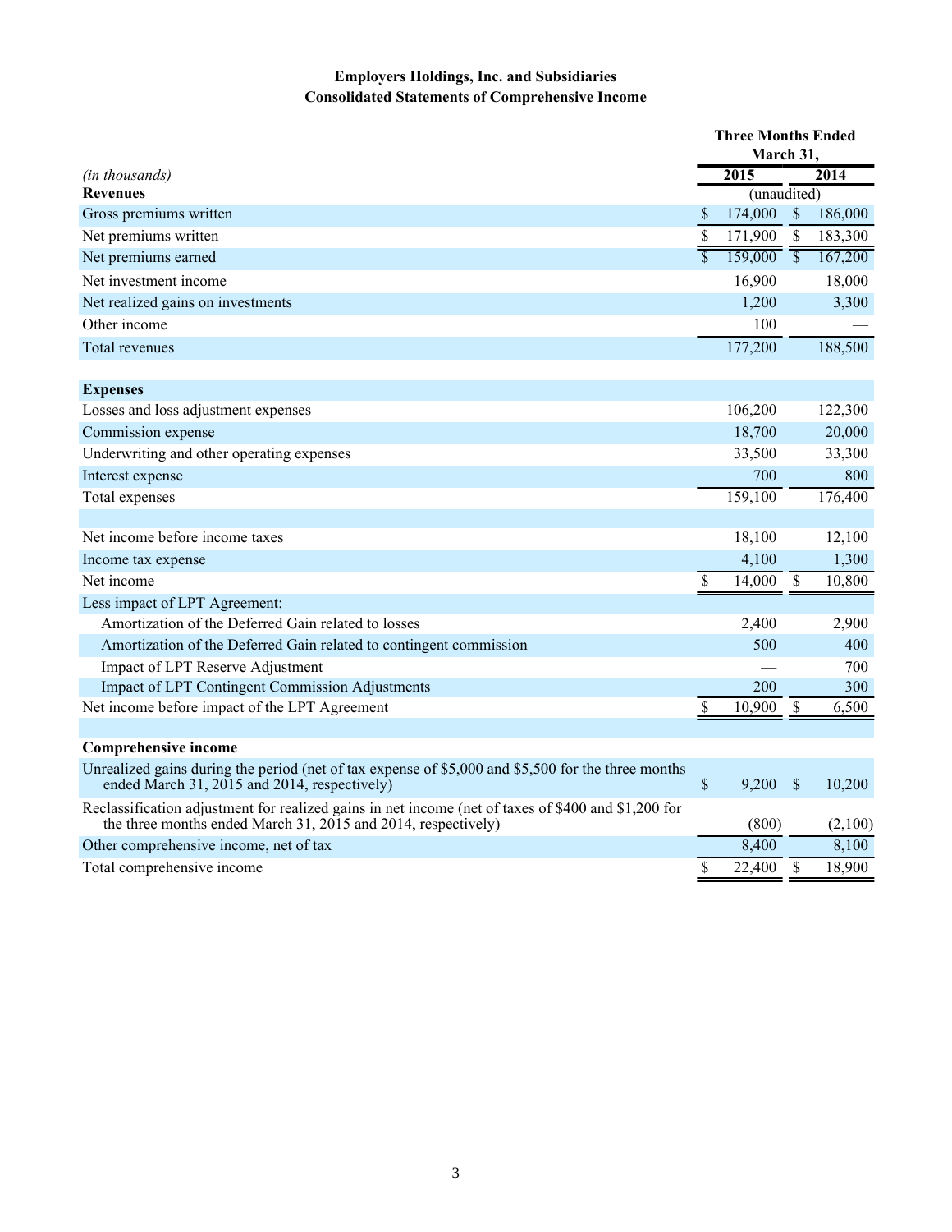**Employers Holdings, Inc. and Subsidiaries**
**Consolidated Statements of Comprehensive Income**

| *(in thousands)* | Three Months Ended March 31, 2015 | 2014 |
|---|---|---|
| **Revenues** | (unaudited) | |
| Gross premiums written | $ 174,000 | $ 186,000 |
| Net premiums written | $ 171,900 | $ 183,300 |
| Net premiums earned | $ 159,000 | $ 167,200 |
| Net investment income | 16,900 | 18,000 |
| Net realized gains on investments | 1,200 | 3,300 |
| Other income | 100 | — |
| Total revenues | 177,200 | 188,500 |
| | | |
| **Expenses** | | |
| Losses and loss adjustment expenses | 106,200 | 122,300 |
| Commission expense | 18,700 | 20,000 |
| Underwriting and other operating expenses | 33,500 | 33,300 |
| Interest expense | 700 | 800 |
| Total expenses | 159,100 | 176,400 |
| | | |
| Net income before income taxes | 18,100 | 12,100 |
| Income tax expense | 4,100 | 1,300 |
| Net income | $ 14,000 | $ 10,800 |
| Less impact of LPT Agreement: | | |
| Amortization of the Deferred Gain related to losses | 2,400 | 2,900 |
| Amortization of the Deferred Gain related to contingent commission | 500 | 400 |
| Impact of LPT Reserve Adjustment | — | 700 |
| Impact of LPT Contingent Commission Adjustments | 200 | 300 |
| Net income before impact of the LPT Agreement | $ 10,900 | $ 6,500 |
| | | |
| **Comprehensive income** | | |
| Unrealized gains during the period (net of tax expense of $5,000 and $5,500 for the three months ended March 31, 2015 and 2014, respectively) | $ 9,200 | $ 10,200 |
| Reclassification adjustment for realized gains in net income (net of taxes of $400 and $1,200 for the three months ended March 31, 2015 and 2014, respectively) | (800) | (2,100) |
| Other comprehensive income, net of tax | 8,400 | 8,100 |
| Total comprehensive income | $ 22,400 | $ 18,900 |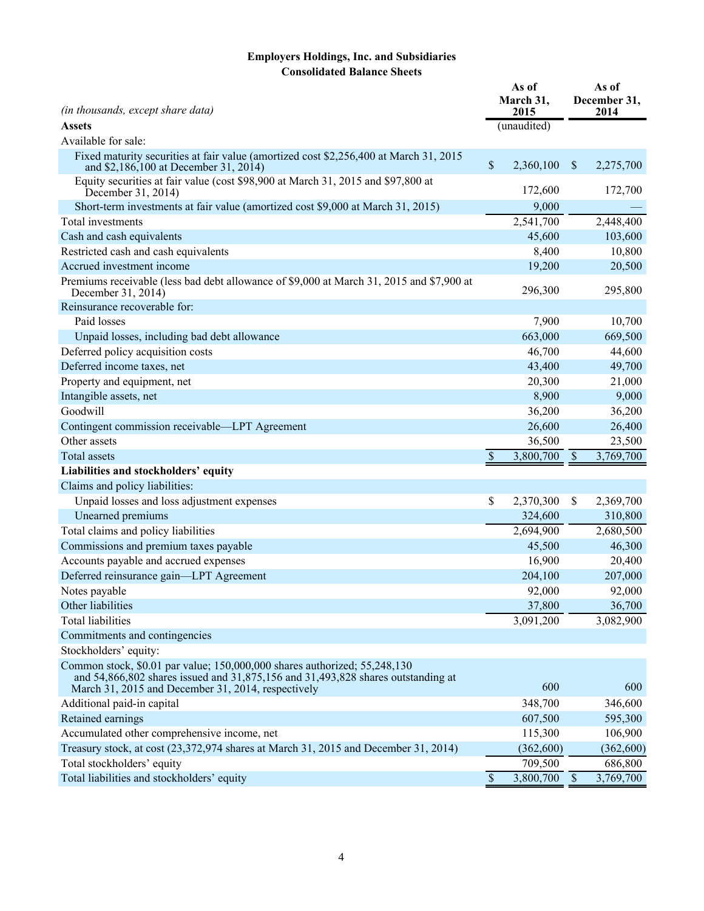**Employers Holdings, Inc. and Subsidiaries**
**Consolidated Balance Sheets**

| *(in thousands, except share data)* | As of March 31, 2015 | As of December 31, 2014 |
|---|---|---|
| **Assets** | (unaudited) | |
| Available for sale: | | |
| Fixed maturity securities at fair value (amortized cost $2,256,400 at March 31, 2015 and $2,186,100 at December 31, 2014) | $ 2,360,100 | $ 2,275,700 |
| Equity securities at fair value (cost $98,900 at March 31, 2015 and $97,800 at December 31, 2014) | 172,600 | 172,700 |
| Short-term investments at fair value (amortized cost $9,000 at March 31, 2015) | 9,000 | — |
| Total investments | 2,541,700 | 2,448,400 |
| Cash and cash equivalents | 45,600 | 103,600 |
| Restricted cash and cash equivalents | 8,400 | 10,800 |
| Accrued investment income | 19,200 | 20,500 |
| Premiums receivable (less bad debt allowance of $9,000 at March 31, 2015 and $7,900 at December 31, 2014) | 296,300 | 295,800 |
| Reinsurance recoverable for: | | |
| Paid losses | 7,900 | 10,700 |
| Unpaid losses, including bad debt allowance | 663,000 | 669,500 |
| Deferred policy acquisition costs | 46,700 | 44,600 |
| Deferred income taxes, net | 43,400 | 49,700 |
| Property and equipment, net | 20,300 | 21,000 |
| Intangible assets, net | 8,900 | 9,000 |
| Goodwill | 36,200 | 36,200 |
| Contingent commission receivable—LPT Agreement | 26,600 | 26,400 |
| Other assets | 36,500 | 23,500 |
| Total assets | $ 3,800,700 | $ 3,769,700 |
| **Liabilities and stockholders' equity** | | |
| Claims and policy liabilities: | | |
| Unpaid losses and loss adjustment expenses | $ 2,370,300 | $ 2,369,700 |
| Unearned premiums | 324,600 | 310,800 |
| Total claims and policy liabilities | 2,694,900 | 2,680,500 |
| Commissions and premium taxes payable | 45,500 | 46,300 |
| Accounts payable and accrued expenses | 16,900 | 20,400 |
| Deferred reinsurance gain—LPT Agreement | 204,100 | 207,000 |
| Notes payable | 92,000 | 92,000 |
| Other liabilities | 37,800 | 36,700 |
| Total liabilities | 3,091,200 | 3,082,900 |
| Commitments and contingencies | | |
| Stockholders' equity: | | |
| Common stock, $0.01 par value; 150,000,000 shares authorized; 55,248,130 and 54,866,802 shares issued and 31,875,156 and 31,493,828 shares outstanding at March 31, 2015 and December 31, 2014, respectively | 600 | 600 |
| Additional paid-in capital | 348,700 | 346,600 |
| Retained earnings | 607,500 | 595,300 |
| Accumulated other comprehensive income, net | 115,300 | 106,900 |
| Treasury stock, at cost (23,372,974 shares at March 31, 2015 and December 31, 2014) | (362,600) | (362,600) |
| Total stockholders' equity | 709,500 | 686,800 |
| Total liabilities and stockholders' equity | $ 3,800,700 | $ 3,769,700 |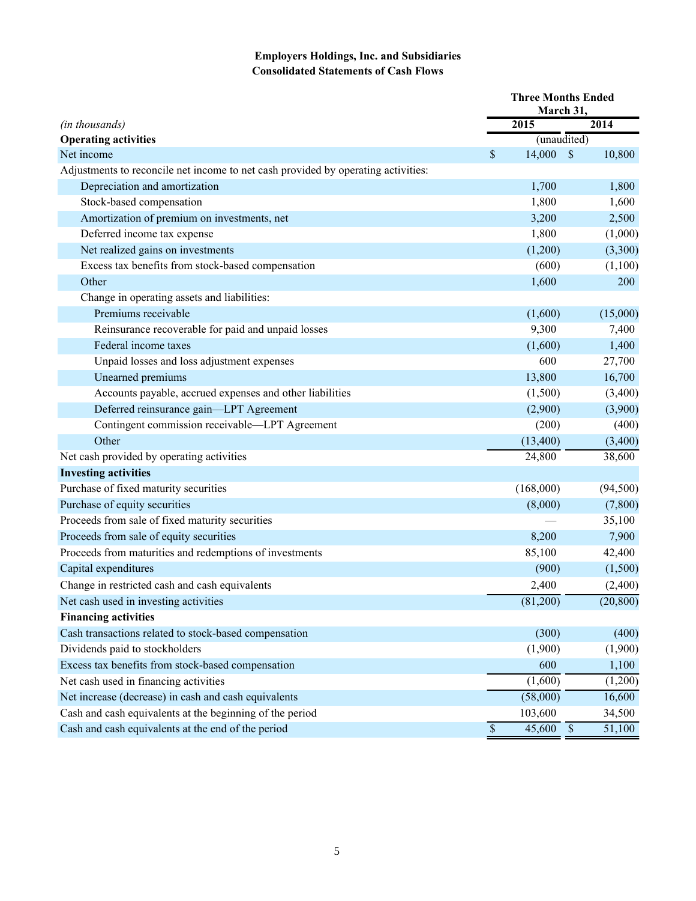**Employers Holdings, Inc. and Subsidiaries**
**Consolidated Statements of Cash Flows**

| *(in thousands)* | Three Months Ended March 31, 2015 | 2014 |
|---|---|---|
| **Operating activities** | (unaudited) | |
| Net income | $ 14,000 | $ 10,800 |
| Adjustments to reconcile net income to net cash provided by operating activities: | | |
| Depreciation and amortization | 1,700 | 1,800 |
| Stock-based compensation | 1,800 | 1,600 |
| Amortization of premium on investments, net | 3,200 | 2,500 |
| Deferred income tax expense | 1,800 | (1,000) |
| Net realized gains on investments | (1,200) | (3,300) |
| Excess tax benefits from stock-based compensation | (600) | (1,100) |
| Other | 1,600 | 200 |
| Change in operating assets and liabilities: | | |
| Premiums receivable | (1,600) | (15,000) |
| Reinsurance recoverable for paid and unpaid losses | 9,300 | 7,400 |
| Federal income taxes | (1,600) | 1,400 |
| Unpaid losses and loss adjustment expenses | 600 | 27,700 |
| Unearned premiums | 13,800 | 16,700 |
| Accounts payable, accrued expenses and other liabilities | (1,500) | (3,400) |
| Deferred reinsurance gain—LPT Agreement | (2,900) | (3,900) |
| Contingent commission receivable—LPT Agreement | (200) | (400) |
| Other | (13,400) | (3,400) |
| Net cash provided by operating activities | 24,800 | 38,600 |
| **Investing activities** | | |
| Purchase of fixed maturity securities | (168,000) | (94,500) |
| Purchase of equity securities | (8,000) | (7,800) |
| Proceeds from sale of fixed maturity securities | — | 35,100 |
| Proceeds from sale of equity securities | 8,200 | 7,900 |
| Proceeds from maturities and redemptions of investments | 85,100 | 42,400 |
| Capital expenditures | (900) | (1,500) |
| Change in restricted cash and cash equivalents | 2,400 | (2,400) |
| Net cash used in investing activities | (81,200) | (20,800) |
| **Financing activities** | | |
| Cash transactions related to stock-based compensation | (300) | (400) |
| Dividends paid to stockholders | (1,900) | (1,900) |
| Excess tax benefits from stock-based compensation | 600 | 1,100 |
| Net cash used in financing activities | (1,600) | (1,200) |
| Net increase (decrease) in cash and cash equivalents | (58,000) | 16,600 |
| Cash and cash equivalents at the beginning of the period | 103,600 | 34,500 |
| Cash and cash equivalents at the end of the period | $ 45,600 | $ 51,100 |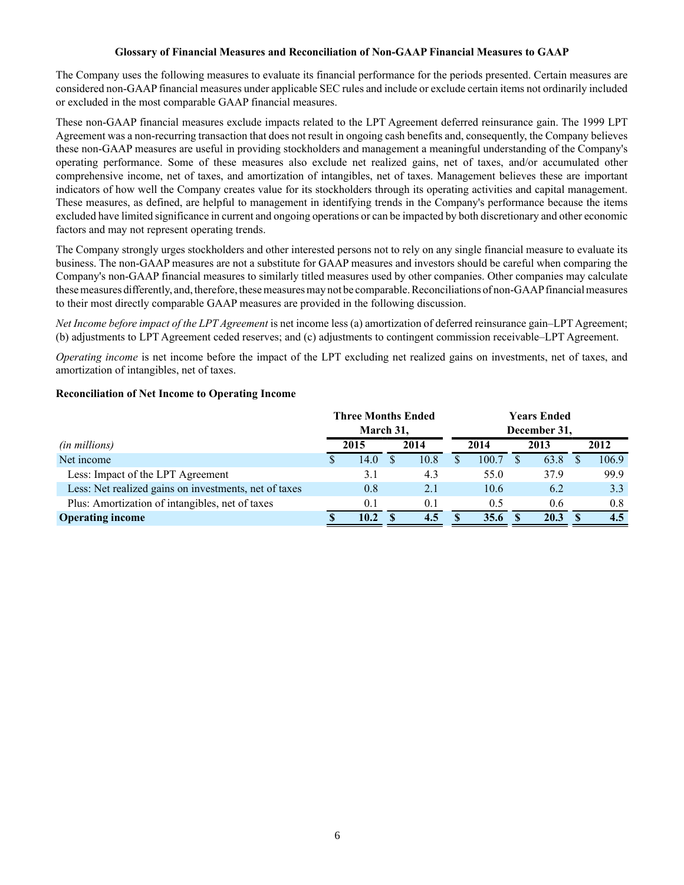### Glossary of Financial Measures and Reconciliation of Non-GAAP Financial Measures to GAAP

The Company uses the following measures to evaluate its financial performance for the periods presented. Certain measures are considered non-GAAP financial measures under applicable SEC rules and include or exclude certain items not ordinarily included or excluded in the most comparable GAAP financial measures.

These non-GAAP financial measures exclude impacts related to the LPT Agreement deferred reinsurance gain. The 1999 LPT Agreement was a non-recurring transaction that does not result in ongoing cash benefits and, consequently, the Company believes these non-GAAP measures are useful in providing stockholders and management a meaningful understanding of the Company's operating performance. Some of these measures also exclude net realized gains, net of taxes, and/or accumulated other comprehensive income, net of taxes, and amortization of intangibles, net of taxes. Management believes these are important indicators of how well the Company creates value for its stockholders through its operating activities and capital management. These measures, as defined, are helpful to management in identifying trends in the Company's performance because the items excluded have limited significance in current and ongoing operations or can be impacted by both discretionary and other economic factors and may not represent operating trends.

The Company strongly urges stockholders and other interested persons not to rely on any single financial measure to evaluate its business. The non-GAAP measures are not a substitute for GAAP measures and investors should be careful when comparing the Company's non-GAAP financial measures to similarly titled measures used by other companies. Other companies may calculate these measures differently, and, therefore, these measures may not be comparable. Reconciliations of non-GAAP financial measures to their most directly comparable GAAP measures are provided in the following discussion.

*Net Income before impact of the LPT Agreement* is net income less (a) amortization of deferred reinsurance gain–LPT Agreement; (b) adjustments to LPT Agreement ceded reserves; and (c) adjustments to contingent commission receivable–LPT Agreement.

*Operating income* is net income before the impact of the LPT excluding net realized gains on investments, net of taxes, and amortization of intangibles, net of taxes.

**Reconciliation of Net Income to Operating Income**

| | Three Months Ended March 31, | | Years Ended December 31, | | |
|---|---|---|---|---|---|
| *(in millions)* | 2015 | 2014 | 2014 | 2013 | 2012 |
| Net income | $ 14.0 | $ 10.8 | $ 100.7 | $ 63.8 | $ 106.9 |
| Less: Impact of the LPT Agreement | 3.1 | 4.3 | 55.0 | 37.9 | 99.9 |
| Less: Net realized gains on investments, net of taxes | 0.8 | 2.1 | 10.6 | 6.2 | 3.3 |
| Plus: Amortization of intangibles, net of taxes | 0.1 | 0.1 | 0.5 | 0.6 | 0.8 |
| **Operating income** | **$ 10.2** | **$ 4.5** | **$ 35.6** | **$ 20.3** | **$ 4.5** |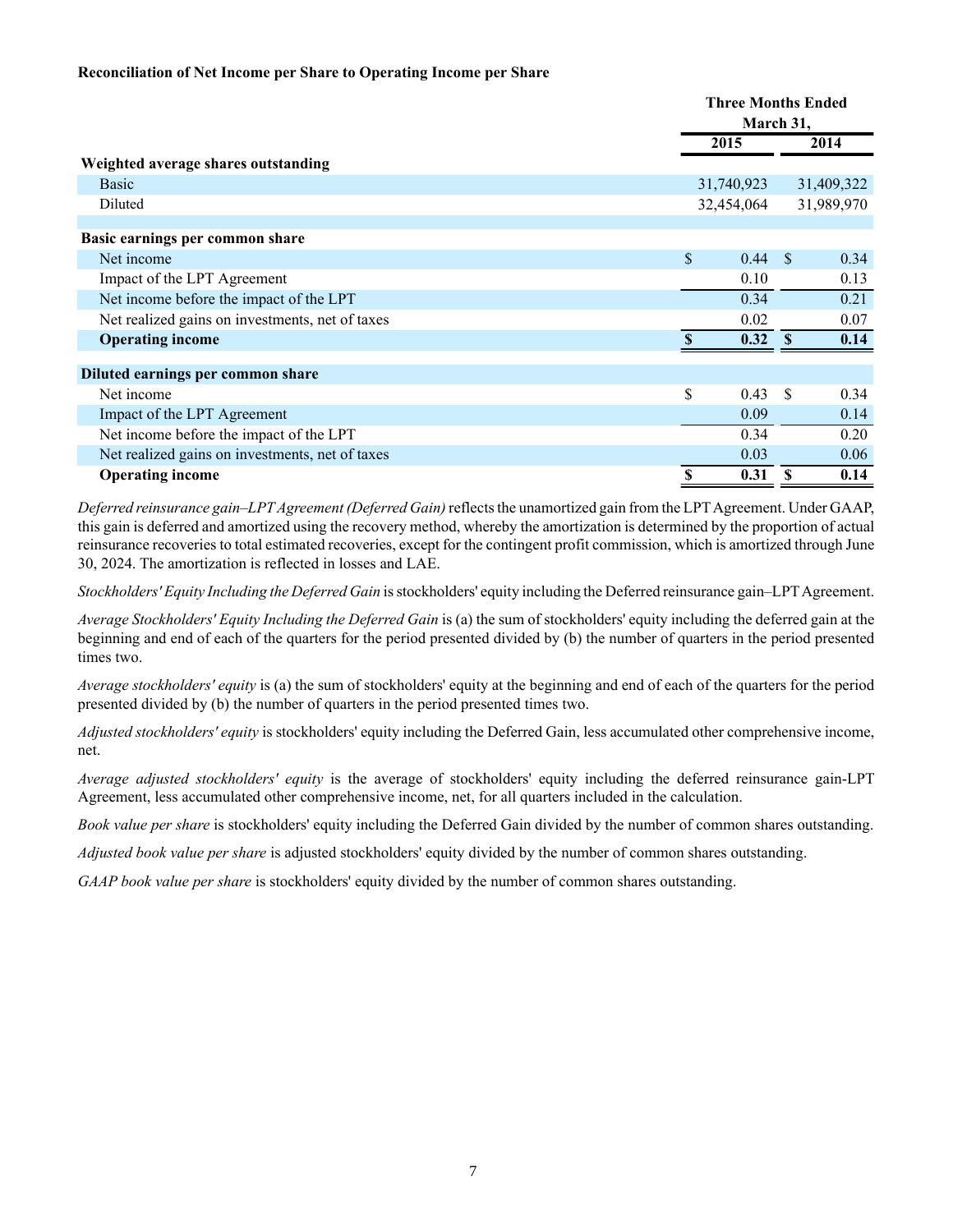**Reconciliation of Net Income per Share to Operating Income per Share**

| | Three Months Ended March 31, | |
|---|---|---|
| | 2015 | 2014 |
| **Weighted average shares outstanding** | | |
| Basic | 31,740,923 | 31,409,322 |
| Diluted | 32,454,064 | 31,989,970 |
| | | |
| **Basic earnings per common share** | | |
| Net income | $ 0.44 | $ 0.34 |
| Impact of the LPT Agreement | 0.10 | 0.13 |
| Net income before the impact of the LPT | 0.34 | 0.21 |
| Net realized gains on investments, net of taxes | 0.02 | 0.07 |
| **Operating income** | **$ 0.32** | **$ 0.14** |
| | | |
| **Diluted earnings per common share** | | |
| Net income | $ 0.43 | $ 0.34 |
| Impact of the LPT Agreement | 0.09 | 0.14 |
| Net income before the impact of the LPT | 0.34 | 0.20 |
| Net realized gains on investments, net of taxes | 0.03 | 0.06 |
| **Operating income** | **$ 0.31** | **$ 0.14** |

*Deferred reinsurance gain–LPT Agreement (Deferred Gain)* reflects the unamortized gain from the LPT Agreement. Under GAAP, this gain is deferred and amortized using the recovery method, whereby the amortization is determined by the proportion of actual reinsurance recoveries to total estimated recoveries, except for the contingent profit commission, which is amortized through June 30, 2024. The amortization is reflected in losses and LAE.

*Stockholders' Equity Including the Deferred Gain* is stockholders' equity including the Deferred reinsurance gain–LPT Agreement.

*Average Stockholders' Equity Including the Deferred Gain* is (a) the sum of stockholders' equity including the deferred gain at the beginning and end of each of the quarters for the period presented divided by (b) the number of quarters in the period presented times two.

*Average stockholders' equity* is (a) the sum of stockholders' equity at the beginning and end of each of the quarters for the period presented divided by (b) the number of quarters in the period presented times two.

*Adjusted stockholders' equity* is stockholders' equity including the Deferred Gain, less accumulated other comprehensive income, net.

*Average adjusted stockholders' equity* is the average of stockholders' equity including the deferred reinsurance gain-LPT Agreement, less accumulated other comprehensive income, net, for all quarters included in the calculation.

*Book value per share* is stockholders' equity including the Deferred Gain divided by the number of common shares outstanding.

*Adjusted book value per share* is adjusted stockholders' equity divided by the number of common shares outstanding.

*GAAP book value per share* is stockholders' equity divided by the number of common shares outstanding.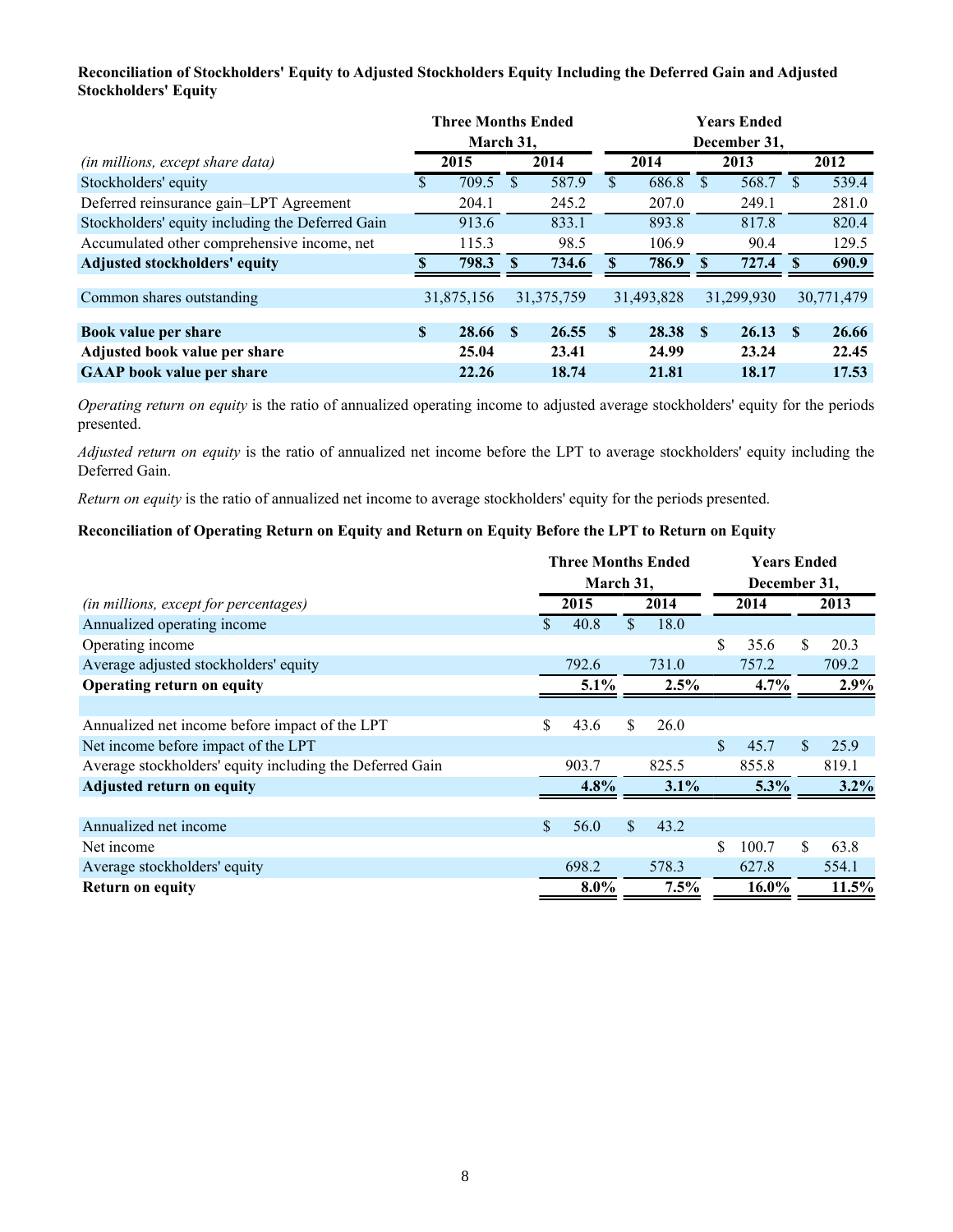**Reconciliation of Stockholders' Equity to Adjusted Stockholders Equity Including the Deferred Gain and Adjusted Stockholders' Equity**

| | Three Months Ended March 31, | | Years Ended December 31, | | |
|---|---|---|---|---|---|
| *(in millions, except share data)* | 2015 | 2014 | 2014 | 2013 | 2012 |
| Stockholders' equity | $ 709.5 | $ 587.9 | $ 686.8 | $ 568.7 | $ 539.4 |
| Deferred reinsurance gain–LPT Agreement | 204.1 | 245.2 | 207.0 | 249.1 | 281.0 |
| Stockholders' equity including the Deferred Gain | 913.6 | 833.1 | 893.8 | 817.8 | 820.4 |
| Accumulated other comprehensive income, net | 115.3 | 98.5 | 106.9 | 90.4 | 129.5 |
| **Adjusted stockholders' equity** | **$ 798.3** | **$ 734.6** | **$ 786.9** | **$ 727.4** | **$ 690.9** |
| Common shares outstanding | 31,875,156 | 31,375,759 | 31,493,828 | 31,299,930 | 30,771,479 |
| **Book value per share** | **$ 28.66** | **$ 26.55** | **$ 28.38** | **$ 26.13** | **$ 26.66** |
| **Adjusted book value per share** | **25.04** | **23.41** | **24.99** | **23.24** | **22.45** |
| **GAAP book value per share** | **22.26** | **18.74** | **21.81** | **18.17** | **17.53** |

*Operating return on equity* is the ratio of annualized operating income to adjusted average stockholders' equity for the periods presented.

*Adjusted return on equity* is the ratio of annualized net income before the LPT to average stockholders' equity including the Deferred Gain.

*Return on equity* is the ratio of annualized net income to average stockholders' equity for the periods presented.

**Reconciliation of Operating Return on Equity and Return on Equity Before the LPT to Return on Equity**

| | Three Months Ended March 31, | | Years Ended December 31, | |
|---|---|---|---|---|
| *(in millions, except for percentages)* | 2015 | 2014 | 2014 | 2013 |
| Annualized operating income | $ 40.8 | $ 18.0 | | |
| Operating income | | | $ 35.6 | $ 20.3 |
| Average adjusted stockholders' equity | 792.6 | 731.0 | 757.2 | 709.2 |
| **Operating return on equity** | **5.1%** | **2.5%** | **4.7%** | **2.9%** |
| | | | | |
| Annualized net income before impact of the LPT | $ 43.6 | $ 26.0 | | |
| Net income before impact of the LPT | | | $ 45.7 | $ 25.9 |
| Average stockholders' equity including the Deferred Gain | 903.7 | 825.5 | 855.8 | 819.1 |
| **Adjusted return on equity** | **4.8%** | **3.1%** | **5.3%** | **3.2%** |
| | | | | |
| Annualized net income | $ 56.0 | $ 43.2 | | |
| Net income | | | $ 100.7 | $ 63.8 |
| Average stockholders' equity | 698.2 | 578.3 | 627.8 | 554.1 |
| **Return on equity** | **8.0%** | **7.5%** | **16.0%** | **11.5%** |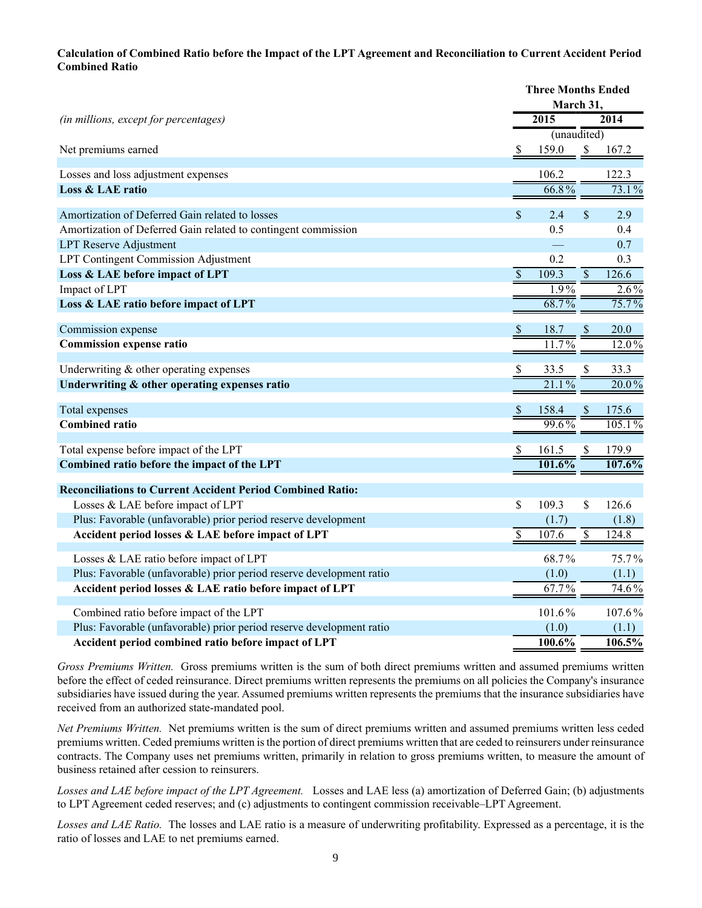**Calculation of Combined Ratio before the Impact of the LPT Agreement and Reconciliation to Current Accident Period Combined Ratio**

| *(in millions, except for percentages)* | Three Months Ended March 31, 2015 | Three Months Ended March 31, 2014 |
|---|---|---|
| | (unaudited) | |
| Net premiums earned | $ 159.0 | $ 167.2 |
| Losses and loss adjustment expenses | 106.2 | 122.3 |
| **Loss & LAE ratio** | 66.8% | 73.1% |
| Amortization of Deferred Gain related to losses | $ 2.4 | $ 2.9 |
| Amortization of Deferred Gain related to contingent commission | 0.5 | 0.4 |
| LPT Reserve Adjustment | — | 0.7 |
| LPT Contingent Commission Adjustment | 0.2 | 0.3 |
| **Loss & LAE before impact of LPT** | $ 109.3 | $ 126.6 |
| Impact of LPT | 1.9% | 2.6% |
| **Loss & LAE ratio before impact of LPT** | 68.7% | 75.7% |
| Commission expense | $ 18.7 | $ 20.0 |
| **Commission expense ratio** | 11.7% | 12.0% |
| Underwriting & other operating expenses | $ 33.5 | $ 33.3 |
| **Underwriting & other operating expenses ratio** | 21.1% | 20.0% |
| Total expenses | $ 158.4 | $ 175.6 |
| **Combined ratio** | 99.6% | 105.1% |
| Total expense before impact of the LPT | $ 161.5 | $ 179.9 |
| **Combined ratio before the impact of the LPT** | **101.6%** | **107.6%** |
| **Reconciliations to Current Accident Period Combined Ratio:** | | |
| Losses & LAE before impact of LPT | $ 109.3 | $ 126.6 |
| Plus: Favorable (unfavorable) prior period reserve development | (1.7) | (1.8) |
| **Accident period losses & LAE before impact of LPT** | $ 107.6 | $ 124.8 |
| Losses & LAE ratio before impact of LPT | 68.7% | 75.7% |
| Plus: Favorable (unfavorable) prior period reserve development ratio | (1.0) | (1.1) |
| **Accident period losses & LAE ratio before impact of LPT** | 67.7% | 74.6% |
| Combined ratio before impact of the LPT | 101.6% | 107.6% |
| Plus: Favorable (unfavorable) prior period reserve development ratio | (1.0) | (1.1) |
| **Accident period combined ratio before impact of LPT** | **100.6%** | **106.5%** |

*Gross Premiums Written.* Gross premiums written is the sum of both direct premiums written and assumed premiums written before the effect of ceded reinsurance. Direct premiums written represents the premiums on all policies the Company's insurance subsidiaries have issued during the year. Assumed premiums written represents the premiums that the insurance subsidiaries have received from an authorized state-mandated pool.

*Net Premiums Written.* Net premiums written is the sum of direct premiums written and assumed premiums written less ceded premiums written. Ceded premiums written is the portion of direct premiums written that are ceded to reinsurers under reinsurance contracts. The Company uses net premiums written, primarily in relation to gross premiums written, to measure the amount of business retained after cession to reinsurers.

*Losses and LAE before impact of the LPT Agreement.* Losses and LAE less (a) amortization of Deferred Gain; (b) adjustments to LPT Agreement ceded reserves; and (c) adjustments to contingent commission receivable–LPT Agreement.

*Losses and LAE Ratio.* The losses and LAE ratio is a measure of underwriting profitability. Expressed as a percentage, it is the ratio of losses and LAE to net premiums earned.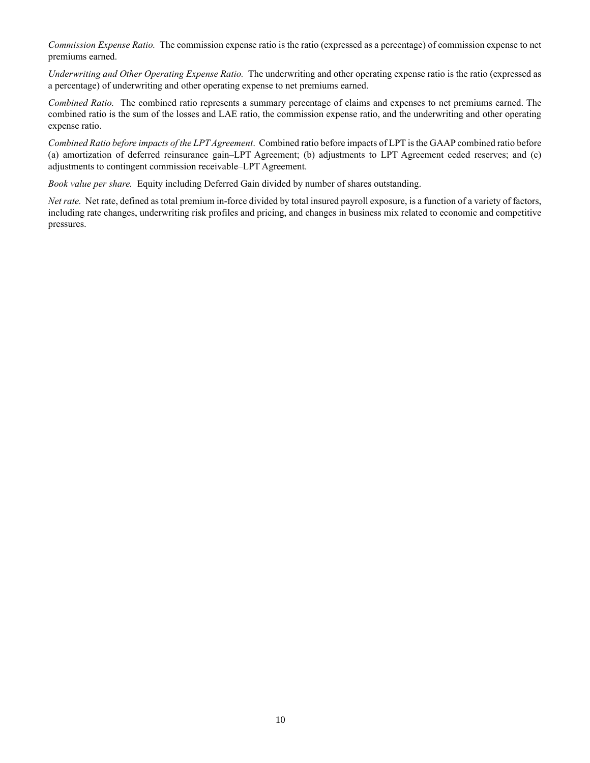*Commission Expense Ratio.* The commission expense ratio is the ratio (expressed as a percentage) of commission expense to net premiums earned.

*Underwriting and Other Operating Expense Ratio.* The underwriting and other operating expense ratio is the ratio (expressed as a percentage) of underwriting and other operating expense to net premiums earned.

*Combined Ratio.* The combined ratio represents a summary percentage of claims and expenses to net premiums earned. The combined ratio is the sum of the losses and LAE ratio, the commission expense ratio, and the underwriting and other operating expense ratio.

*Combined Ratio before impacts of the LPT Agreement*. Combined ratio before impacts of LPT is the GAAP combined ratio before (a) amortization of deferred reinsurance gain–LPT Agreement; (b) adjustments to LPT Agreement ceded reserves; and (c) adjustments to contingent commission receivable–LPT Agreement.

*Book value per share.* Equity including Deferred Gain divided by number of shares outstanding.

*Net rate.* Net rate, defined as total premium in-force divided by total insured payroll exposure, is a function of a variety of factors, including rate changes, underwriting risk profiles and pricing, and changes in business mix related to economic and competitive pressures.